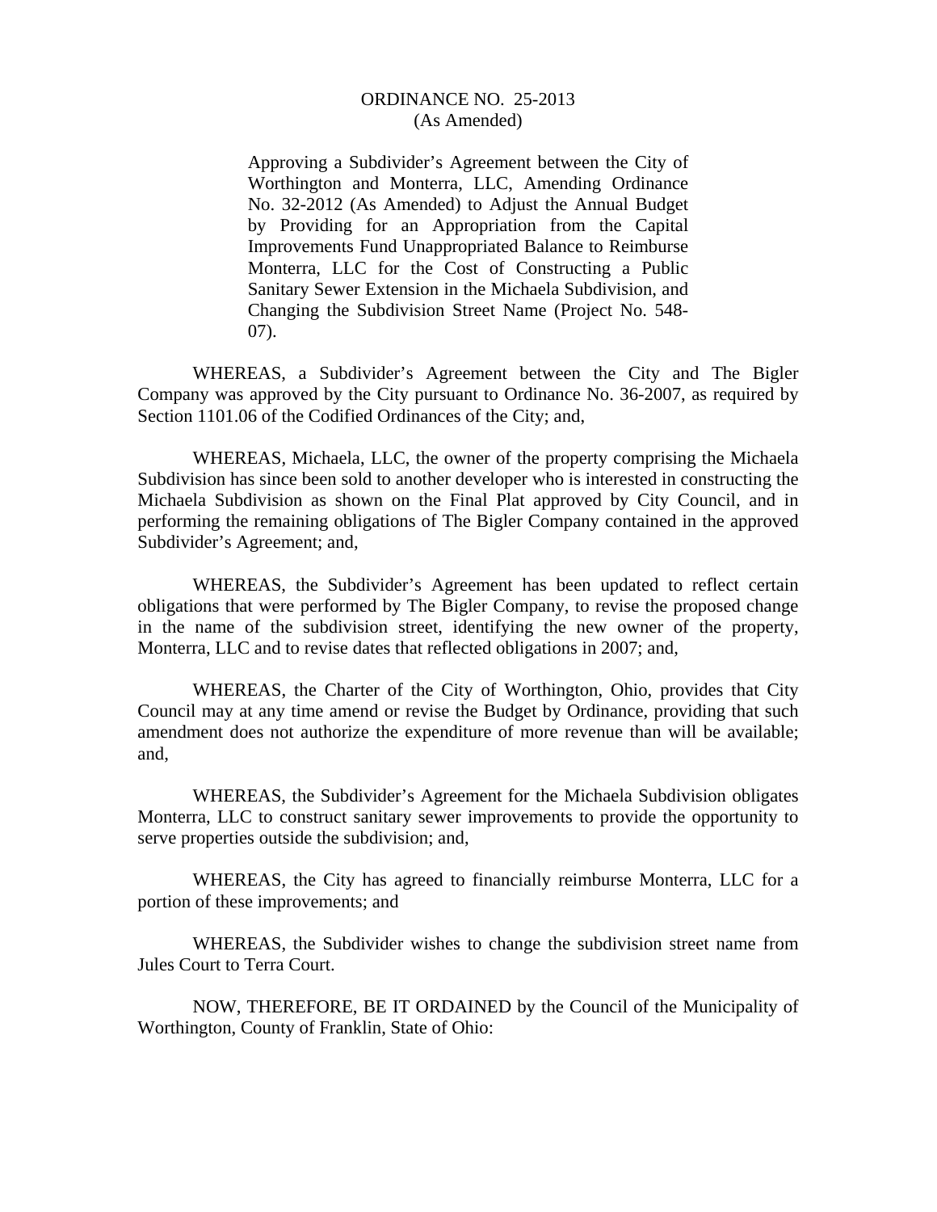# ORDINANCE NO. 25-2013
(As Amended)

Approving a Subdivider's Agreement between the City of Worthington and Monterra, LLC, Amending Ordinance No. 32-2012 (As Amended) to Adjust the Annual Budget by Providing for an Appropriation from the Capital Improvements Fund Unappropriated Balance to Reimburse Monterra, LLC for the Cost of Constructing a Public Sanitary Sewer Extension in the Michaela Subdivision, and Changing the Subdivision Street Name (Project No. 548-07).

WHEREAS, a Subdivider's Agreement between the City and The Bigler Company was approved by the City pursuant to Ordinance No. 36-2007, as required by Section 1101.06 of the Codified Ordinances of the City; and,

WHEREAS, Michaela, LLC, the owner of the property comprising the Michaela Subdivision has since been sold to another developer who is interested in constructing the Michaela Subdivision as shown on the Final Plat approved by City Council, and in performing the remaining obligations of The Bigler Company contained in the approved Subdivider's Agreement; and,

WHEREAS, the Subdivider's Agreement has been updated to reflect certain obligations that were performed by The Bigler Company, to revise the proposed change in the name of the subdivision street, identifying the new owner of the property, Monterra, LLC and to revise dates that reflected obligations in 2007; and,

WHEREAS, the Charter of the City of Worthington, Ohio, provides that City Council may at any time amend or revise the Budget by Ordinance, providing that such amendment does not authorize the expenditure of more revenue than will be available; and,

WHEREAS, the Subdivider's Agreement for the Michaela Subdivision obligates Monterra, LLC to construct sanitary sewer improvements to provide the opportunity to serve properties outside the subdivision; and,

WHEREAS, the City has agreed to financially reimburse Monterra, LLC for a portion of these improvements; and

WHEREAS, the Subdivider wishes to change the subdivision street name from Jules Court to Terra Court.

NOW, THEREFORE, BE IT ORDAINED by the Council of the Municipality of Worthington, County of Franklin, State of Ohio: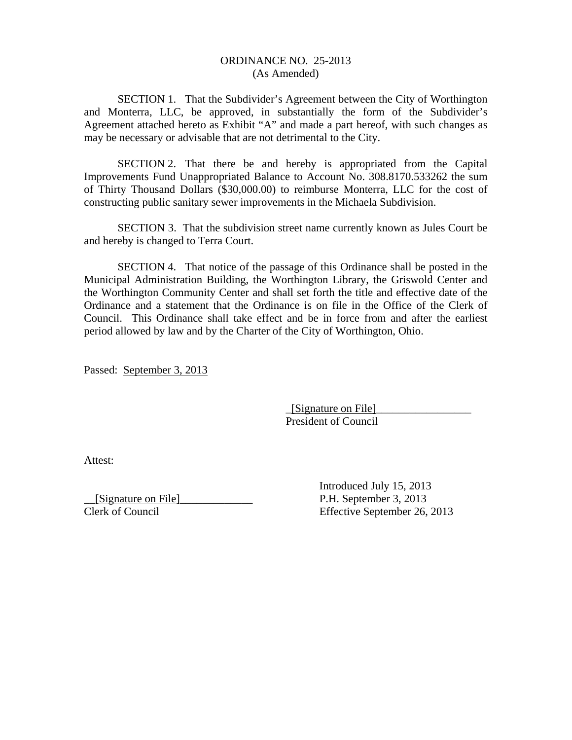ORDINANCE NO. 25-2013
(As Amended)

SECTION 1. That the Subdivider's Agreement between the City of Worthington and Monterra, LLC, be approved, in substantially the form of the Subdivider's Agreement attached hereto as Exhibit "A" and made a part hereof, with such changes as may be necessary or advisable that are not detrimental to the City.

SECTION 2. That there be and hereby is appropriated from the Capital Improvements Fund Unappropriated Balance to Account No. 308.8170.533262 the sum of Thirty Thousand Dollars ($30,000.00) to reimburse Monterra, LLC for the cost of constructing public sanitary sewer improvements in the Michaela Subdivision.

SECTION 3. That the subdivision street name currently known as Jules Court be and hereby is changed to Terra Court.

SECTION 4. That notice of the passage of this Ordinance shall be posted in the Municipal Administration Building, the Worthington Library, the Griswold Center and the Worthington Community Center and shall set forth the title and effective date of the Ordinance and a statement that the Ordinance is on file in the Office of the Clerk of Council. This Ordinance shall take effect and be in force from and after the earliest period allowed by law and by the Charter of the City of Worthington, Ohio.

Passed: September 3, 2013

_[Signature on File]_________________
President of Council

Attest:

__[Signature on File]_____________
Clerk of Council

Introduced July 15, 2013
P.H. September 3, 2013
Effective September 26, 2013